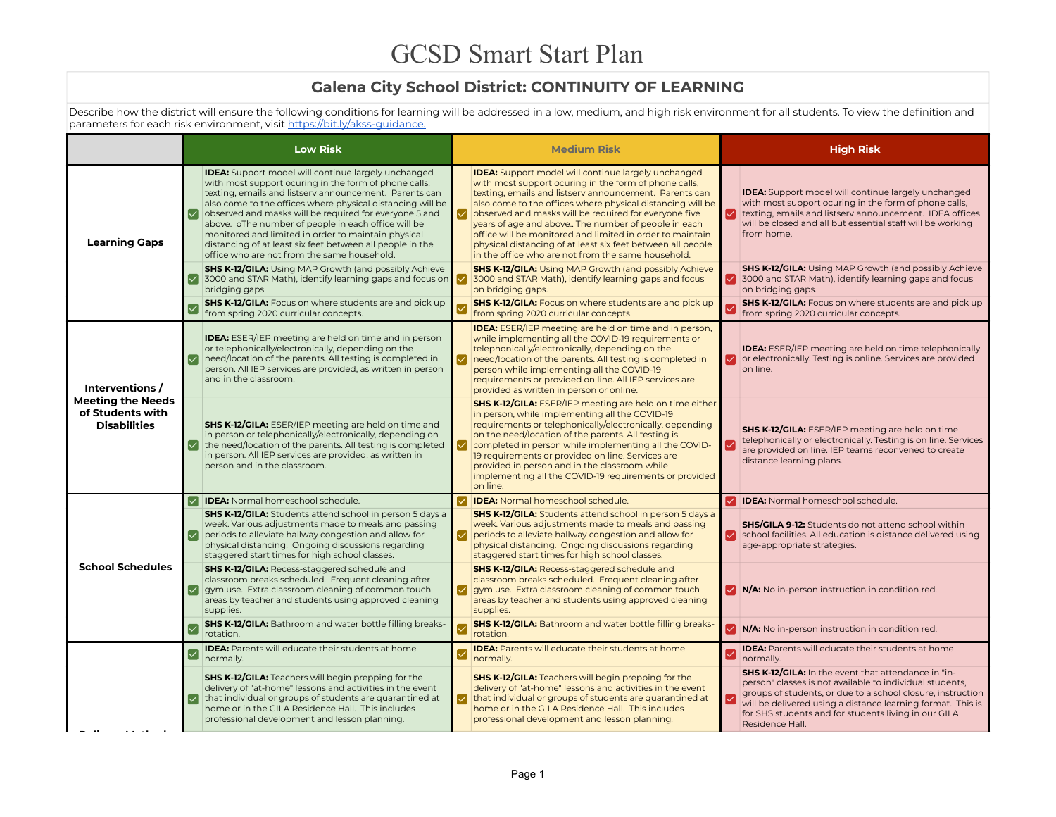# GCSD Smart Start Plan

## Galena City School District: CONTINUITY OF LEARNING

Describe how the district will ensure the following conditions for learning will be addressed in a low, medium, and high risk environment for all students. To view the definition and parameters for each risk environment, visit https://bit.ly/akss-guidance.

| | Low Risk | Medium Risk | High Risk |
|---|---|---|---|
| **Learning Gaps** | ☑ **IDEA:** Support model will continue largely unchanged with most support ocuring in the form of phone calls, texting, emails and listserv announcement. Parents can also come to the offices where physical distancing will be observed and masks will be required for everyone 5 and above. oThe number of people in each office will be monitored and limited in order to maintain physical distancing of at least six feet between all people in the office who are not from the same household. | ☑ **IDEA:** Support model will continue largely unchanged with most support ocuring in the form of phone calls, texting, emails and listserv announcement. Parents can also come to the offices where physical distancing will be observed and masks will be required for everyone five years of age and above.. The number of people in each office will be monitored and limited in order to maintain physical distancing of at least six feet between all people in the office who are not from the same household. | ☑ **IDEA:** Support model will continue largely unchanged with most support ocuring in the form of phone calls, texting, emails and listserv announcement. IDEA offices will be closed and all but essential staff will be working from home. |
| | ☑ **SHS K-12/GILA:** Using MAP Growth (and possibly Achieve 3000 and STAR Math), identify learning gaps and focus on bridging gaps. | ☑ **SHS K-12/GILA:** Using MAP Growth (and possibly Achieve 3000 and STAR Math), identify learning gaps and focus on bridging gaps. | ☑ **SHS K-12/GILA:** Using MAP Growth (and possibly Achieve 3000 and STAR Math), identify learning gaps and focus on bridging gaps. |
| | ☑ **SHS K-12/GILA:** Focus on where students are and pick up from spring 2020 curricular concepts. | ☑ **SHS K-12/GILA:** Focus on where students are and pick up from spring 2020 curricular concepts. | ☑ **SHS K-12/GILA:** Focus on where students are and pick up from spring 2020 curricular concepts. |
| **Interventions / Meeting the Needs of Students with Disabilities** | ☑ **IDEA:** ESER/IEP meeting are held on time and in person or telephonically/electronically, depending on the need/location of the parents. All testing is completed in person. All IEP services are provided, as written in person and in the classroom. | ☑ **IDEA:** ESER/IEP meeting are held on time and in person, while implementing all the COVID-19 requirements or telephonically/electronically, depending on the need/location of the parents. All testing is completed in person while implementing all the COVID-19 requirements or provided on line. All IEP services are provided as written in person or online. | ☑ **IDEA:** ESER/IEP meeting are held on time telephonically or electronically. Testing is online. Services are provided on line. |
| | ☑ **SHS K-12/GILA:** ESER/IEP meeting are held on time and in person or telephonically/electronically, depending on the need/location of the parents. All testing is completed in person. All IEP services are provided, as written in person and in the classroom. | ☑ **SHS K-12/GILA:** ESER/IEP meeting are held on time either in person, while implementing all the COVID-19 requirements or telephonically/electronically, depending on the need/location of the parents. All testing is completed in person while implementing all the COVID-19 requirements or provided on line. Services are provided in person and in the classroom while implementing all the COVID-19 requirements or provided on line. | ☑ **SHS K-12/GILA:** ESER/IEP meeting are held on time telephonically or electronically. Testing is on line. Services are provided on line. IEP teams reconvened to create distance learning plans. |
| **School Schedules** | ☑ **IDEA:** Normal homeschool schedule. | ☑ **IDEA:** Normal homeschool schedule. | ☑ **IDEA:** Normal homeschool schedule. |
| | ☑ **SHS K-12/GILA:** Students attend school in person 5 days a week. Various adjustments made to meals and passing periods to alleviate hallway congestion and allow for physical distancing. Ongoing discussions regarding staggered start times for high school classes. | ☑ **SHS K-12/GILA:** Students attend school in person 5 days a week. Various adjustments made to meals and passing periods to alleviate hallway congestion and allow for physical distancing. Ongoing discussions regarding staggered start times for high school classes. | ☑ **SHS/GILA 9-12:** Students do not attend school within school facilities. All education is distance delivered using age-appropriate strategies. |
| | ☑ **SHS K-12/GILA:** Recess-staggered schedule and classroom breaks scheduled. Frequent cleaning after gym use. Extra classroom cleaning of common touch areas by teacher and students using approved cleaning supplies. | ☑ **SHS K-12/GILA:** Recess-staggered schedule and classroom breaks scheduled. Frequent cleaning after gym use. Extra classroom cleaning of common touch areas by teacher and students using approved cleaning supplies. | ☑ **N/A:** No in-person instruction in condition red. |
| | ☑ **SHS K-12/GILA:** Bathroom and water bottle filling breaks-rotation. | ☑ **SHS K-12/GILA:** Bathroom and water bottle filling breaks-rotation. | ☑ **N/A:** No in-person instruction in condition red. |
| | ☑ **IDEA:** Parents will educate their students at home normally. | ☑ **IDEA:** Parents will educate their students at home normally. | ☑ **IDEA:** Parents will educate their students at home normally. |
| | ☑ **SHS K-12/GILA:** Teachers will begin prepping for the delivery of "at-home" lessons and activities in the event that individual or groups of students are quarantined at home or in the GILA Residence Hall. This includes professional development and lesson planning. | ☑ **SHS K-12/GILA:** Teachers will begin prepping for the delivery of "at-home" lessons and activities in the event that individual or groups of students are quarantined at home or in the GILA Residence Hall. This includes professional development and lesson planning. | ☑ **SHS K-12/GILA:** In the event that attendance in "in-person" classes is not available to individual students, groups of students, or due to a school closure, instruction will be delivered using a distance learning format. This is for SHS students and for students living in our GILA Residence Hall. |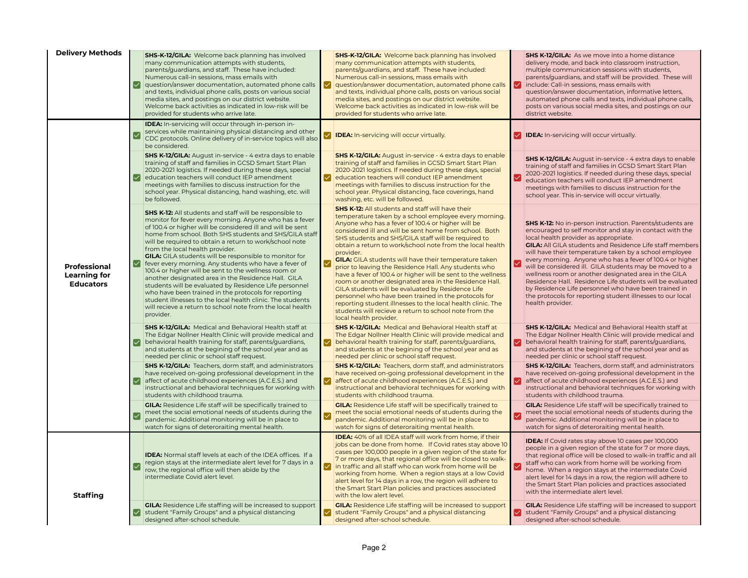| | Low Risk (Green) | Intermediate Risk (Yellow) | High Risk (Red) |
|---|---|---|---|
| **Delivery Methods** | ☑ **SHS-K-12/GILA:** Welcome back planning has involved many communication attempts with students, parents/guardians, and staff. These have included: Numerous call-in sessions, mass emails with question/answer documentation, automated phone calls and texts, individual phone calls, posts on various social media sites, and postings on our district website. Welcome back activities as indicated in low-risk will be provided for students who arrive late. | ☑ **SHS-K-12/GILA:** Welcome back planning has involved many communication attempts with students, parents/guardians, and staff. These have included: Numerous call-in sessions, mass emails with question/answer documentation, automated phone calls and texts, individual phone calls, posts on various social media sites, and postings on our district website. Welcome back activities as indicated in low-risk will be provided for students who arrive late. | ☑ **SHS K-12/GILA:** As we move into a home distance delivery mode, and back into classroom instruction, multiple communication sessions with students, parents/guardians, and staff will be provided. These will include: Call-in sessions, mass emails with question/answer documentation, informative letters, automated phone calls and texts, individual phone calls, posts on various social media sites, and postings on our district website. |
| **Professional Learning for Educators** | ☑ **IDEA:** In-servicing will occur through in-person in-services while maintaining physical distancing and other CDC protocols. Online delivery of in-service topics will also be considered. | ☑ **IDEA:** In-servicing will occur virtually. | ☑ **IDEA:** In-servicing will occur virtually. |
| | ☑ **SHS K-12/GILA:** August in-service - 4 extra days to enable training of staff and families in GCSD Smart Start Plan 2020-2021 logistics. If needed during these days, special education teachers will conduct IEP amendment meetings with families to discuss instruction for the school year. Physical distancing, hand washing, etc. will be followed. | ☑ **SHS K-12/GILA:** August in-service - 4 extra days to enable training of staff and families in GCSD Smart Start Plan 2020-2021 logistics. If needed during these days, special education teachers will conduct IEP amendment meetings with families to discuss instruction for the school year. Physical distancing, face coverings, hand washing, etc. will be followed. | ☑ **SHS K-12/GILA:** August in-service - 4 extra days to enable training of staff and families in GCSD Smart Start Plan 2020-2021 logistics. If needed during these days, special education teachers will conduct IEP amendment meetings with families to discuss instruction for the school year. This in-service will occur virtually. |
| | ☑ **SHS K-12:** All students and staff will be responsible to monitor for fever every morning. Anyone who has a fever of 100.4 or higher will be considered ill and will be sent home from school. Both SHS students and SHS/GILA staff will be required to obtain a return to work/school note from the local health provider. **GILA:** GILA students will be responsible to monitor for fever every morning. Any students who have a fever of 100.4 or higher will be sent to the wellness room or another designated area in the Residence Hall. GILA students will be evaluated by Residence Life personnel who have been trained in the protocols for reporting student illnesses to the local health clinic. The students will recieve a return to school note from the local health provider. | ☑ **SHS K-12:** All students and staff will have their temperature taken by a school employee every morning. Anyone who has a fever of 100.4 or higher will be considered ill and will be sent home from school. Both SHS students and SHS/GILA staff will be required to obtain a return to work/school note from the local health provider. **GILA:** GILA students will have their temperature taken prior to leaving the Residence Hall. Any students who have a fever of 100.4 or higher will be sent to the wellness room or another designated area in the Residence Hall. GILA students will be evaluated by Residence Life personnel who have been trained in the protocols for reporting student illnesses to the local health clinic. The students will recieve a return to school note from the local health provider. | ☑ **SHS K-12:** No in-person instruction. Parents/students are encouraged to self monitor and stay in contact with the local health provider as appropriate. **GILA:** All GILA students and Residence Life staff members will have their temperature taken by a school employee every morning. Anyone who has a fever of 100.4 or higher will be considered ill. GILA students may be moved to a wellness room or another designated area in the GILA Residence Hall. Residence Life students will be evaluated by Residence Life personnel who have been trained in the protocols for reporting student illnesses to our local health provider. |
| | ☑ **SHS K-12/GILA:** Medical and Behavioral Health staff at The Edgar Nollner Health Clinic will provide medical and behavioral health training for staff, parents/guardians, and students at the beginning of the school year and as needed per clinic or school staff request. | ☑ **SHS K-12/GILA:** Medical and Behavioral Health staff at The Edgar Nollner Health Clinic will provide medical and behavioral health training for staff, parents/guardians, and students at the beginning of the school year and as needed per clinic or school staff request. | ☑ **SHS K-12/GILA:** Medical and Behavioral Health staff at The Edgar Nollner Health Clinic will provide medical and behavioral health training for staff, parents/guardians, and students at the beginning of the school year and as needed per clinic or school staff request. |
| | ☑ **SHS K-12/GILA:** Teachers, dorm staff, and administrators have received on-going professional development in the affect of acute childhood experiences (A.C.E.S.) and instructional and behavioral techniques for working with students with childhood trauma. | ☑ **SHS K-12/GILA:** Teachers, dorm staff, and administrators have received on-going professional development in the affect of acute childhood experiences (A.C.E.S.) and instructional and behavioral techniques for working with students with childhood trauma. | ☑ **SHS K-12/GILA:** Teachers, dorm staff, and administrators have received on-going professional development in the affect of acute childhood experiences (A.C.E.S.) and instructional and behavioral techniques for working with students with childhood trauma. |
| | ☑ **GILA:** Residence Life staff will be specifically trained to meet the social emotional needs of students during the pandemic. Additional monitoring will be in place to watch for signs of deteroraiting mental health. | ☑ **GILA:** Residence Life staff will be specifically trained to meet the social emotional needs of students during the pandemic. Additional monitoring will be in place to watch for signs of deteroraiting mental health. | ☑ **GILA:** Residence Life staff will be specifically trained to meet the social emotional needs of students during the pandemic. Additional monitoring will be in place to watch for signs of deteroraiting mental health. |
| **Staffing** | ☑ **IDEA:** Normal staff levels at each of the IDEA offices. If a region stays at the intermediate alert level for 7 days in a row, the regional office will then abide by the intermediate Covid alert level. | ☑ **IDEA:** 40% of all IDEA staff will work from home, if their jobs can be done from home. If Covid rates stay above 10 cases per 100,000 people in a given region of the state for 7 or more days, that regional office will be closed to walk-in traffic and all staff who can work from home will be working from home. When a region stays at a low Covid alert level for 14 days in a row, the region will adhere to the Smart Start Plan policies and practices associated with the low alert level. | ☑ **IDEA:** If Covid rates stay above 10 cases per 100,000 people in a given region of the state for 7 or more days, that regional office will be closed to walk-in traffic and all staff who can work from home will be working from home. When a region stays at the intermediate Covid alert level for 14 days in a row, the region will adhere to the Smart Start Plan policies and practices associated with the intermediate alert level. |
| | ☑ **GILA:** Residence Life staffing will be increased to support student "Family Groups" and a physical distancing designed after-school schedule. | ☑ **GILA:** Residence Life staffing will be increased to support student "Family Groups" and a physical distancing designed after-school schedule. | ☑ **GILA:** Residence Life staffing will be increased to support student "Family Groups" and a physical distancing designed after-school schedule. |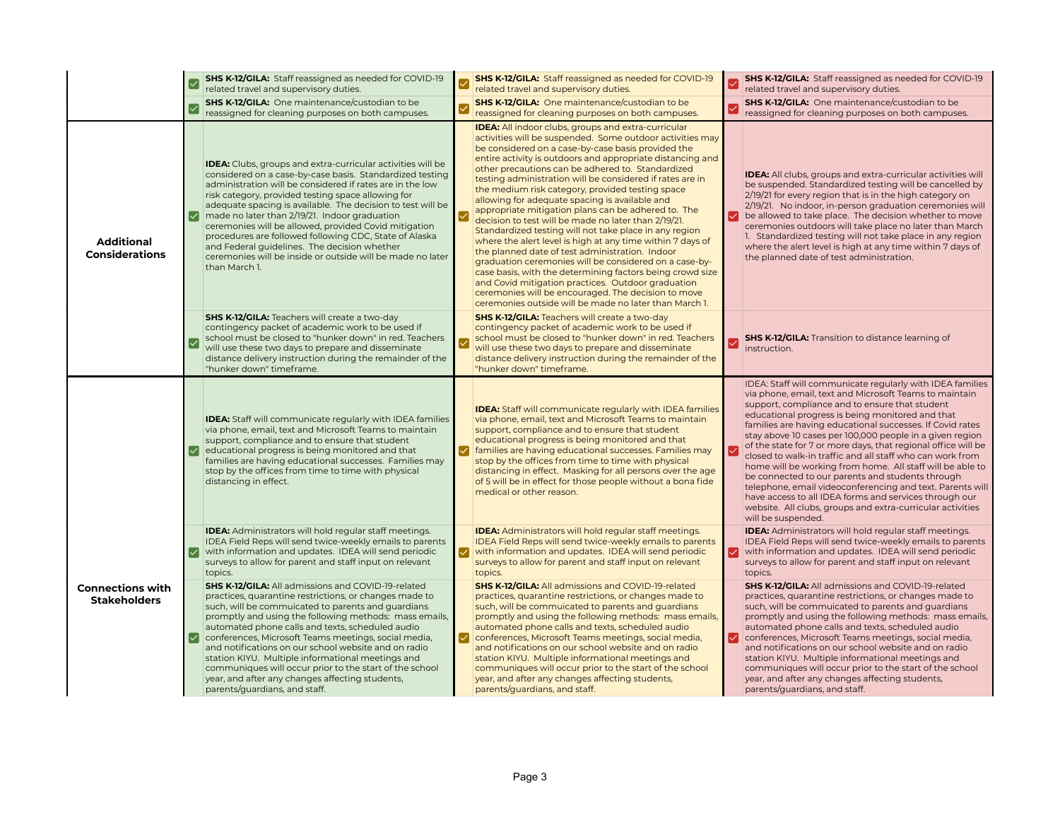| | Low Risk (Green) | Medium Risk (Yellow) | High Risk (Red) |
|---|---|---|---|
| | ☑ **SHS K-12/GILA:** Staff reassigned as needed for COVID-19 related travel and supervisory duties. | ☑ **SHS K-12/GILA:** Staff reassigned as needed for COVID-19 related travel and supervisory duties. | ☑ **SHS K-12/GILA:** Staff reassigned as needed for COVID-19 related travel and supervisory duties. |
| | ☑ **SHS K-12/GILA:** One maintenance/custodian to be reassigned for cleaning purposes on both campuses. | ☑ **SHS K-12/GILA:** One maintenance/custodian to be reassigned for cleaning purposes on both campuses. | ☑ **SHS K-12/GILA:** One maintenance/custodian to be reassigned for cleaning purposes on both campuses. |
| **Additional Considerations** | ☑ **IDEA:** Clubs, groups and extra-curricular activities will be considered on a case-by-case basis. Standardized testing administration will be considered if rates are in the low risk category, provided testing space allowing for adequate spacing is available. The decision to test will be made no later than 2/19/21. Indoor graduation ceremonies will be allowed, provided Covid mitigation procedures are followed following CDC, State of Alaska and Federal guidelines. The decision whether ceremonies will be inside or outside will be made no later than March 1. | ☑ **IDEA:** All indoor clubs, groups and extra-curricular activities will be suspended. Some outdoor activities may be considered on a case-by-case basis provided the entire activity is outdoors and appropriate distancing and other precautions can be adhered to. Standardized testing administration will be considered if rates are in the medium risk category, provided testing space allowing for adequate spacing is available and appropriate mitigation plans can be adhered to. The decision to test will be made no later than 2/19/21. Standardized testing will not take place in any region where the alert level is high at any time within 7 days of the planned date of test administration. Indoor graduation ceremonies will be considered on a case-by-case basis, with the determining factors being crowd size and Covid mitigation practices. Outdoor graduation ceremonies will be encouraged. The decision to move ceremonies outside will be made no later than March 1. | ☑ **IDEA:** All clubs, groups and extra-curricular activities will be suspended. Standardized testing will be cancelled by 2/19/21 for every region that is in the high category on 2/19/21. No indoor, in-person graduation ceremonies will be allowed to take place. The decision whether to move ceremonies outdoors will take place no later than March 1. Standardized testing will not take place in any region where the alert level is high at any time within 7 days of the planned date of test administration. |
| | ☑ **SHS K-12/GILA:** Teachers will create a two-day contingency packet of academic work to be used if school must be closed to "hunker down" in red. Teachers will use these two days to prepare and disseminate distance delivery instruction during the remainder of the "hunker down" timeframe. | ☑ **SHS K-12/GILA:** Teachers will create a two-day contingency packet of academic work to be used if school must be closed to "hunker down" in red. Teachers will use these two days to prepare and disseminate distance delivery instruction during the remainder of the "hunker down" timeframe. | ☑ **SHS K-12/GILA:** Transition to distance learning of instruction. |
| **Connections with Stakeholders** | ☑ **IDEA:** Staff will communicate regularly with IDEA families via phone, email, text and Microsoft Teams to maintain support, compliance and to ensure that student educational progress is being monitored and that families are having educational successes. Families may stop by the offices from time to time with physical distancing in effect. | ☑ **IDEA:** Staff will communicate regularly with IDEA families via phone, email, text and Microsoft Teams to maintain support, compliance and to ensure that student educational progress is being monitored and that families are having educational successes. Families may stop by the offices from time to time with physical distancing in effect. Masking for all persons over the age of 5 will be in effect for those people without a bona fide medical or other reason. | ☑ IDEA: Staff will communicate regularly with IDEA families via phone, email, text and Microsoft Teams to maintain support, compliance and to ensure that student educational progress is being monitored and that families are having educational successes. If Covid rates stay above 10 cases per 100,000 people in a given region of the state for 7 or more days, that regional office will be closed to walk-in traffic and all staff who can work from home will be working from home. All staff will be able to be connected to our parents and students through telephone, email videoconferencing and text. Parents will have access to all IDEA forms and services through our website. All clubs, groups and extra-curricular activities will be suspended. |
| | ☑ **IDEA:** Administrators will hold regular staff meetings. IDEA Field Reps will send twice-weekly emails to parents with information and updates. IDEA will send periodic surveys to allow for parent and staff input on relevant topics. | ☑ **IDEA:** Administrators will hold regular staff meetings. IDEA Field Reps will send twice-weekly emails to parents with information and updates. IDEA will send periodic surveys to allow for parent and staff input on relevant topics. | ☑ **IDEA:** Administrators will hold regular staff meetings. IDEA Field Reps will send twice-weekly emails to parents with information and updates. IDEA will send periodic surveys to allow for parent and staff input on relevant topics. |
| | ☑ **SHS K-12/GILA:** All admissions and COVID-19-related practices, quarantine restrictions, or changes made to such, will be commuicated to parents and guardians promptly and using the following methods: mass emails, automated phone calls and texts, scheduled audio conferences, Microsoft Teams meetings, social media, and notifications on our school website and on radio station KIYU. Multiple informational meetings and communiques will occur prior to the start of the school year, and after any changes affecting students, parents/guardians, and staff. | ☑ **SHS K-12/GILA:** All admissions and COVID-19-related practices, quarantine restrictions, or changes made to such, will be commuicated to parents and guardians promptly and using the following methods: mass emails, automated phone calls and texts, scheduled audio conferences, Microsoft Teams meetings, social media, and notifications on our school website and on radio station KIYU. Multiple informational meetings and communiques will occur prior to the start of the school year, and after any changes affecting students, parents/guardians, and staff. | ☑ **SHS K-12/GILA:** All admissions and COVID-19-related practices, quarantine restrictions, or changes made to such, will be commuicated to parents and guardians promptly and using the following methods: mass emails, automated phone calls and texts, scheduled audio conferences, Microsoft Teams meetings, social media, and notifications on our school website and on radio station KIYU. Multiple informational meetings and communiques will occur prior to the start of the school year, and after any changes affecting students, parents/guardians, and staff. |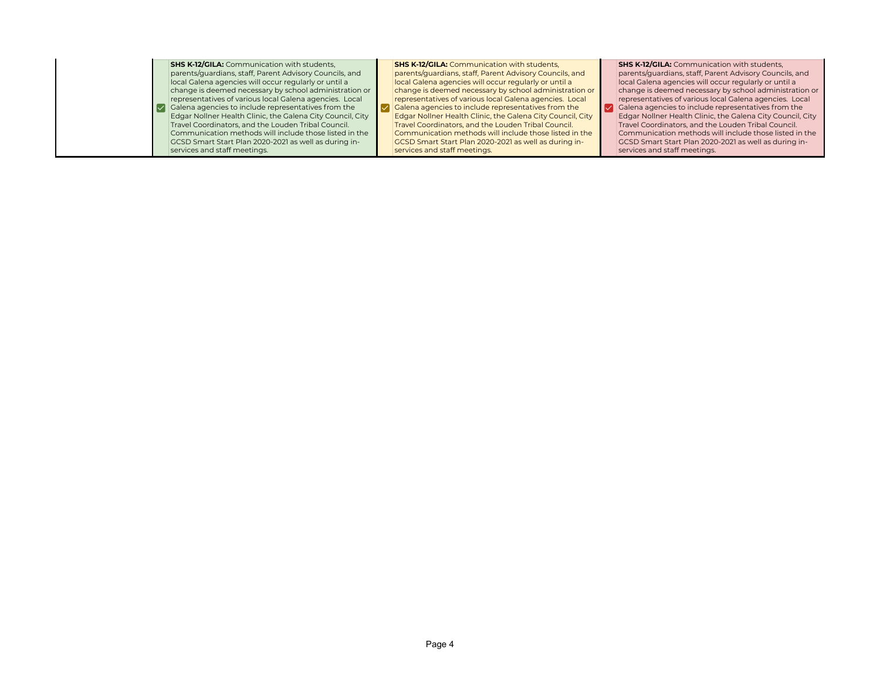| | | | |
|---|---|---|---|
| | ☑ **SHS K-12/GILA:** Communication with students, parents/guardians, staff, Parent Advisory Councils, and local Galena agencies will occur regularly or until a change is deemed necessary by school administration or representatives of various local Galena agencies. Local Galena agencies to include representatives from the Edgar Nollner Health Clinic, the Galena City Council, City Travel Coordinators, and the Louden Tribal Council. Communication methods will include those listed in the GCSD Smart Start Plan 2020-2021 as well as during in-services and staff meetings. | ☑ **SHS K-12/GILA:** Communication with students, parents/guardians, staff, Parent Advisory Councils, and local Galena agencies will occur regularly or until a change is deemed necessary by school administration or representatives of various local Galena agencies. Local Galena agencies to include representatives from the Edgar Nollner Health Clinic, the Galena City Council, City Travel Coordinators, and the Louden Tribal Council. Communication methods will include those listed in the GCSD Smart Start Plan 2020-2021 as well as during in-services and staff meetings. | ☑ **SHS K-12/GILA:** Communication with students, parents/guardians, staff, Parent Advisory Councils, and local Galena agencies will occur regularly or until a change is deemed necessary by school administration or representatives of various local Galena agencies. Local Galena agencies to include representatives from the Edgar Nollner Health Clinic, the Galena City Council, City Travel Coordinators, and the Louden Tribal Council. Communication methods will include those listed in the GCSD Smart Start Plan 2020-2021 as well as during in-services and staff meetings. |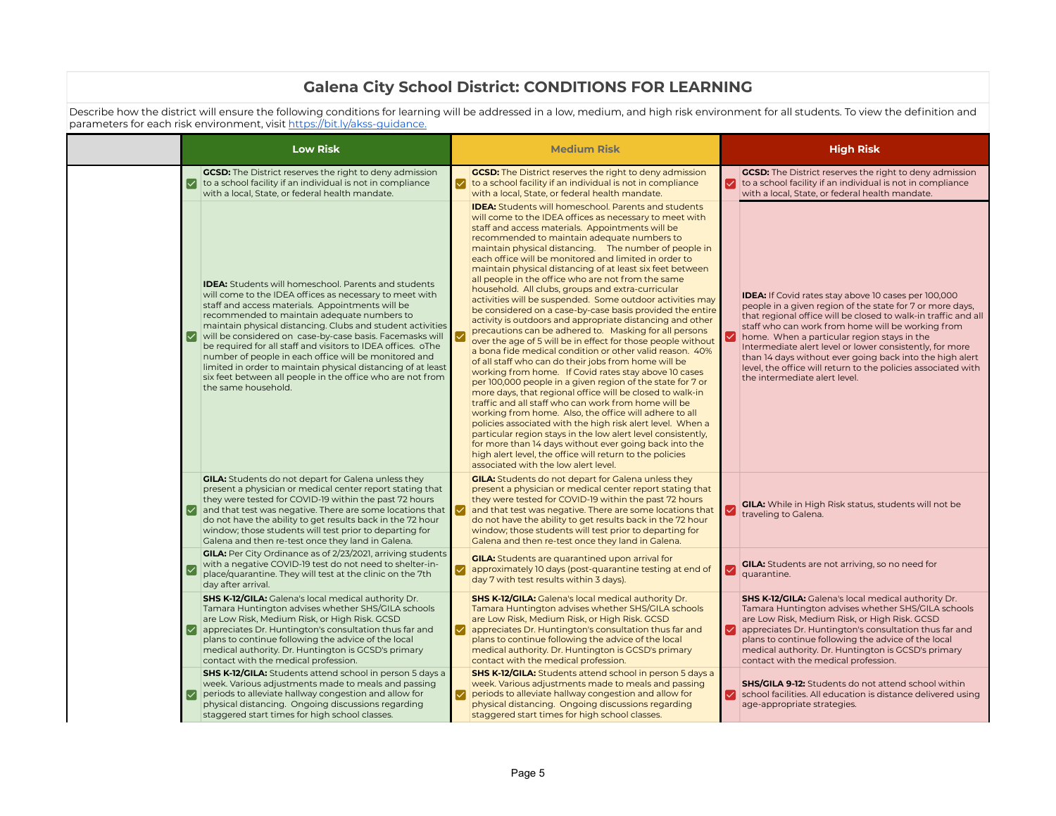## Galena City School District: CONDITIONS FOR LEARNING

Describe how the district will ensure the following conditions for learning will be addressed in a low, medium, and high risk environment for all students. To view the definition and parameters for each risk environment, visit https://bit.ly/akss-guidance.

| | Low Risk | Medium Risk | High Risk |
|---|---|---|---|
| | ☑ **GCSD:** The District reserves the right to deny admission to a school facility if an individual is not in compliance with a local, State, or federal health mandate. | ☑ **GCSD:** The District reserves the right to deny admission to a school facility if an individual is not in compliance with a local, State, or federal health mandate. | ☑ **GCSD:** The District reserves the right to deny admission to a school facility if an individual is not in compliance with a local, State, or federal health mandate. |
| | ☑ **IDEA:** Students will homeschool. Parents and students will come to the IDEA offices as necessary to meet with staff and access materials. Appointments will be recommended to maintain adequate numbers to maintain physical distancing. Clubs and student activities will be considered on case-by-case basis. Facemasks will be required for all staff and visitors to IDEA offices. oThe number of people in each office will be monitored and limited in order to maintain physical distancing of at least six feet between all people in the office who are not from the same household. | ☑ **IDEA:** Students will homeschool. Parents and students will come to the IDEA offices as necessary to meet with staff and access materials. Appointments will be recommended to maintain adequate numbers to maintain physical distancing. The number of people in each office will be monitored and limited in order to maintain physical distancing of at least six feet between all people in the office who are not from the same household. All clubs, groups and extra-curricular activities will be suspended. Some outdoor activities may be considered on a case-by-case basis provided the entire activity is outdoors and appropriate distancing and other precautions can be adhered to. Masking for all persons over the age of 5 will be in effect for those people without a bona fide medical condition or other valid reason. 40% of all staff who can do their jobs from home will be working from home. If Covid rates stay above 10 cases per 100,000 people in a given region of the state for 7 or more days, that regional office will be closed to walk-in traffic and all staff who can work from home will be working from home. Also, the office will adhere to all policies associated with the high risk alert level. When a particular region stays in the low alert level consistently, for more than 14 days without ever going back into the high alert level, the office will return to the policies associated with the low alert level. | ☑ **IDEA:** If Covid rates stay above 10 cases per 100,000 people in a given region of the state for 7 or more days, that regional office will be closed to walk-in traffic and all staff who can work from home will be working from home. When a particular region stays in the Intermediate alert level or lower consistently, for more than 14 days without ever going back into the high alert level, the office will return to the policies associated with the intermediate alert level. |
| | ☑ **GILA:** Students do not depart for Galena unless they present a physician or medical center report stating that they were tested for COVID-19 within the past 72 hours and that test was negative. There are some locations that do not have the ability to get results back in the 72 hour window; those students will test prior to departing for Galena and then re-test once they land in Galena. | ☑ **GILA:** Students do not depart for Galena unless they present a physician or medical center report stating that they were tested for COVID-19 within the past 72 hours and that test was negative. There are some locations that do not have the ability to get results back in the 72 hour window; those students will test prior to departing for Galena and then re-test once they land in Galena. | ☑ **GILA:** While in High Risk status, students will not be traveling to Galena. |
| | ☑ **GILA:** Per City Ordinance as of 2/23/2021, arriving students with a negative COVID-19 test do not need to shelter-in-place/quarantine. They will test at the clinic on the 7th day after arrival. | ☑ **GILA:** Students are quarantined upon arrival for approximately 10 days (post-quarantine testing at end of day 7 with test results within 3 days). | ☑ **GILA:** Students are not arriving, so no need for quarantine. |
| | ☑ **SHS K-12/GILA:** Galena's local medical authority Dr. Tamara Huntington advises whether SHS/GILA schools are Low Risk, Medium Risk, or High Risk. GCSD appreciates Dr. Huntington's consultation thus far and plans to continue following the advice of the local medical authority. Dr. Huntington is GCSD's primary contact with the medical profession. | ☑ **SHS K-12/GILA:** Galena's local medical authority Dr. Tamara Huntington advises whether SHS/GILA schools are Low Risk, Medium Risk, or High Risk. GCSD appreciates Dr. Huntington's consultation thus far and plans to continue following the advice of the local medical authority. Dr. Huntington is GCSD's primary contact with the medical profession. | ☑ **SHS K-12/GILA:** Galena's local medical authority Dr. Tamara Huntington advises whether SHS/GILA schools are Low Risk, Medium Risk, or High Risk. GCSD appreciates Dr. Huntington's consultation thus far and plans to continue following the advice of the local medical authority. Dr. Huntington is GCSD's primary contact with the medical profession. |
| | ☑ **SHS K-12/GILA:** Students attend school in person 5 days a week. Various adjustments made to meals and passing periods to alleviate hallway congestion and allow for physical distancing. Ongoing discussions regarding staggered start times for high school classes. | ☑ **SHS K-12/GILA:** Students attend school in person 5 days a week. Various adjustments made to meals and passing periods to alleviate hallway congestion and allow for physical distancing. Ongoing discussions regarding staggered start times for high school classes. | ☑ **SHS/GILA 9-12:** Students do not attend school within school facilities. All education is distance delivered using age-appropriate strategies. |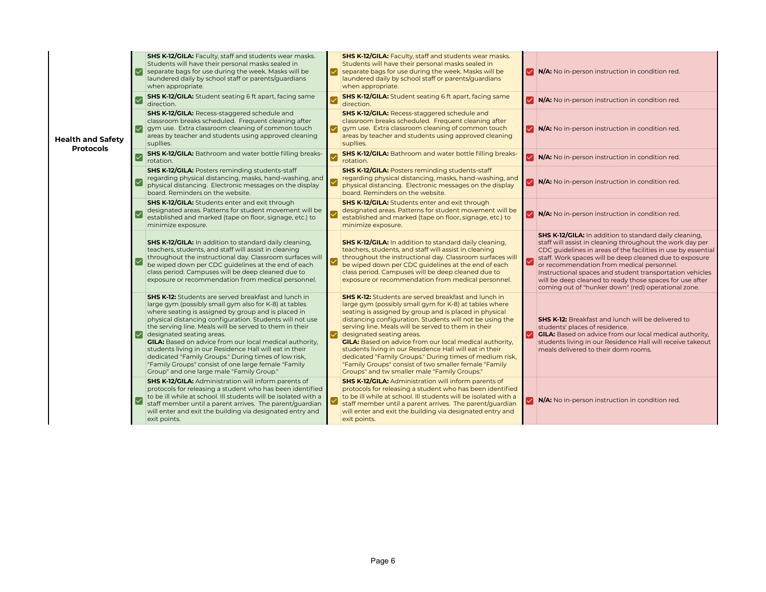| | Green | Yellow | Red |
|---|---|---|---|
| **Health and Safety Protocols** | ☑ **SHS K-12/GILA:** Faculty, staff and students wear masks. Students will have their personal masks sealed in separate bags for use during the week. Masks will be laundered daily by school staff or parents/guardians when appropriate. | ☑ **SHS K-12/GILA:** Faculty, staff and students wear masks. Students will have their personal masks sealed in separate bags for use during the week. Masks will be laundered daily by school staff or parents/guardians when appropriate. | ☑ **N/A:** No in-person instruction in condition red. |
| | ☑ **SHS K-12/GILA:** Student seating 6 ft apart, facing same direction. | ☑ **SHS K-12/GILA:** Student seating 6 ft apart, facing same direction. | ☑ **N/A:** No in-person instruction in condition red. |
| | ☑ **SHS K-12/GILA:** Recess-staggered schedule and classroom breaks scheduled. Frequent cleaning after gym use. Extra classroom cleaning of common touch areas by teacher and students using approved cleaning supllies. | ☑ **SHS K-12/GILA:** Recess-staggered schedule and classroom breaks scheduled. Frequent cleaning after gym use. Extra classroom cleaning of common touch areas by teacher and students using approved cleaning supllies. | ☑ **N/A:** No in-person instruction in condition red. |
| | ☑ **SHS K-12/GILA:** Bathroom and water bottle filling breaks-rotation. | ☑ **SHS K-12/GILA:** Bathroom and water bottle filling breaks-rotation. | ☑ **N/A:** No in-person instruction in condition red. |
| | ☑ **SHS K-12/GILA:** Posters reminding students-staff regarding physical distancing, masks, hand-washing, and physical distancing. Electronic messages on the display board. Reminders on the website. | ☑ **SHS K-12/GILA:** Posters reminding students-staff regarding physical distancing, masks, hand-washing, and physical distancing. Electronic messages on the display board. Reminders on the website. | ☑ **N/A:** No in-person instruction in condition red. |
| | ☑ **SHS K-12/GILA:** Students enter and exit through designated areas. Patterns for student movement will be established and marked (tape on floor, signage, etc.) to minimize exposure. | ☑ **SHS K-12/GILA:** Students enter and exit through designated areas. Patterns for student movement will be established and marked (tape on floor, signage, etc.) to minimize exposure. | ☑ **N/A:** No in-person instruction in condition red. |
| | ☑ **SHS K-12/GILA:** In addition to standard daily cleaning, teachers, students, and staff will assist in cleaning throughout the instructional day. Classroom surfaces will be wiped down per CDC guidelines at the end of each class period. Campuses will be deep cleaned due to exposure or recommendation from medical personnel. | ☑ **SHS K-12/GILA:** In addition to standard daily cleaning, teachers, students, and staff will assist in cleaning throughout the instructional day. Classroom surfaces will be wiped down per CDC guidelines at the end of each class period. Campuses will be deep cleaned due to exposure or recommendation from medical personnel. | ☑ **SHS K-12/GILA:** In addition to standard daily cleaning, staff will assist in cleaning throughout the work day per CDC guidelines in areas of the facilities in use by essential staff. Work spaces will be deep cleaned due to exposure or recommendation from medical personnel. Instructional spaces and student transportation vehicles will be deep cleaned to ready those spaces for use after coming out of "hunker down" (red) operational zone. |
| | ☑ **SHS K-12:** Students are served breakfast and lunch in large gym (possibly small gym also for K-8) at tables where seating is assigned by group and is placed in physical distancing configuration. Students will not use the serving line. Meals will be served to them in their designated seating areas.<br>**GILA:** Based on advice from our local medical authority, students living in our Residence Hall will eat in their dedicated "Family Groups." During times of low risk, "Family Groups" consist of one large female "Family Group" and one large male "Family Group." | ☑ **SHS K-12:** Students are served breakfast and lunch in large gym (possibly small gym also for K-8) at tables where seating is assigned by group and is placed in physical distancing configuration. Students will not be using the serving line. Meals will be served to them in their designated seating areas.<br>**GILA:** Based on advice from our local medical authority, students living in our Residence Hall will eat in their dedicated "Family Groups." During times of medium risk, "Family Groups" consist of two smaller female "Family Groups" and tw smaller male "Family Groups." | ☑ **SHS K-12:** Breakfast and lunch will be delivered to students' places of residence.<br>**GILA:** Based on advice from our local medical authority, students living in our Residence Hall will receive takeout meals delivered to their dorm rooms. |
| | ☑ **SHS K-12/GILA:** Administration will inform parents of protocols for releasing a student who has been identified to be ill while at school. Ill students will be isolated with a staff member until a parent arrives. The parent/guardian will enter and exit the building via designated entry and exit points. | ☑ **SHS K-12/GILA:** Administration will inform parents of protocols for releasing a student who has been identified to be ill while at school. Ill students will be isolated with a staff member until a parent arrives. The parent/guardian will enter and exit the building via designated entry and exit points. | ☑ **N/A:** No in-person instruction in condition red. |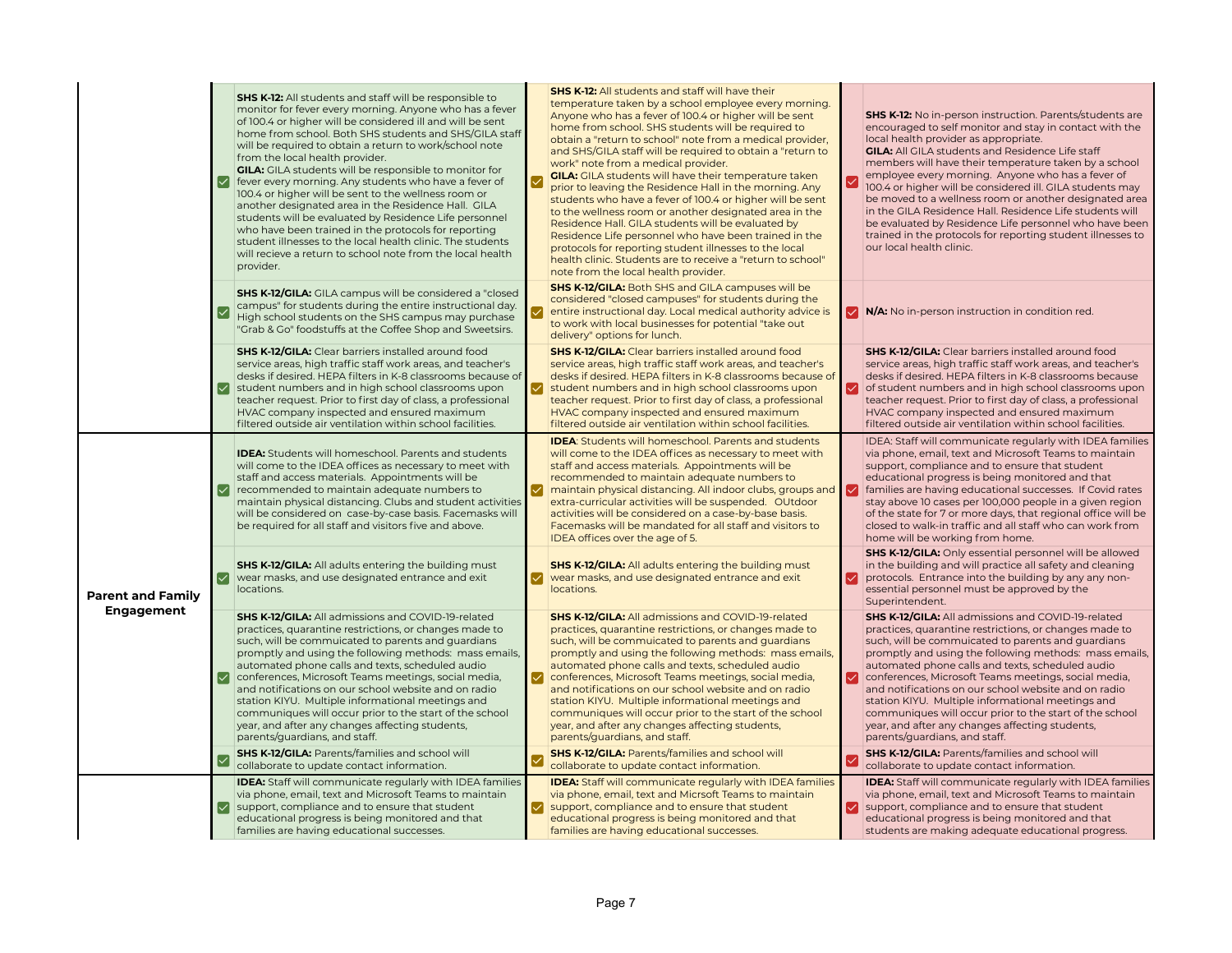| | | | |
|---|---|---|---|
| | ☑ **SHS K-12:** All students and staff will be responsible to monitor for fever every morning. Anyone who has a fever of 100.4 or higher will be considered ill and will be sent home from school. Both SHS students and SHS/GILA staff will be required to obtain a return to work/school note from the local health provider.<br>**GILA:** GILA students will be responsible to monitor for fever every morning. Any students who have a fever of 100.4 or higher will be sent to the wellness room or another designated area in the Residence Hall. GILA students will be evaluated by Residence Life personnel who have been trained in the protocols for reporting student illnesses to the local health clinic. The students will recieve a return to school note from the local health provider. | ☑ **SHS K-12:** All students and staff will have their temperature taken by a school employee every morning. Anyone who has a fever of 100.4 or higher will be sent home from school. SHS students will be required to obtain a "return to school" note from a medical provider, and SHS/GILA staff will be required to obtain a "return to work" note from a medical provider.<br>**GILA:** GILA students will have their temperature taken prior to leaving the Residence Hall in the morning. Any students who have a fever of 100.4 or higher will be sent to the wellness room or another designated area in the Residence Hall. GILA students will be evaluated by Residence Life personnel who have been trained in the protocols for reporting student illnesses to the local health clinic. Students are to receive a "return to school" note from the local health provider. | ☑ **SHS K-12:** No in-person instruction. Parents/students are encouraged to self monitor and stay in contact with the local health provider as appropriate.<br>**GILA:** All GILA students and Residence Life staff members will have their temperature taken by a school employee every morning. Anyone who has a fever of 100.4 or higher will be considered ill. GILA students may be moved to a wellness room or another designated area in the GILA Residence Hall. Residence Life students will be evaluated by Residence Life personnel who have been trained in the protocols for reporting student illnesses to our local health clinic. |
| | ☑ **SHS K-12/GILA:** GILA campus will be considered a "closed campus" for students during the entire instructional day. High school students on the SHS campus may purchase "Grab & Go" foodstuffs at the Coffee Shop and Sweetsirs. | ☑ **SHS K-12/GILA:** Both SHS and GILA campuses will be considered "closed campuses" for students during the entire instructional day. Local medical authority advice is to work with local businesses for potential "take out delivery" options for lunch. | ☑ **N/A:** No in-person instruction in condition red. |
| | ☑ **SHS K-12/GILA:** Clear barriers installed around food service areas, high traffic staff work areas, and teacher's desks if desired. HEPA filters in K-8 classrooms because of student numbers and in high school classrooms upon teacher request. Prior to first day of class, a professional HVAC company inspected and ensured maximum filtered outside air ventilation within school facilities. | ☑ **SHS K-12/GILA:** Clear barriers installed around food service areas, high traffic staff work areas, and teacher's desks if desired. HEPA filters in K-8 classrooms because of student numbers and in high school classrooms upon teacher request. Prior to first day of class, a professional HVAC company inspected and ensured maximum filtered outside air ventilation within school facilities. | ☑ **SHS K-12/GILA:** Clear barriers installed around food service areas, high traffic staff work areas, and teacher's desks if desired. HEPA filters in K-8 classrooms because of student numbers and in high school classrooms upon teacher request. Prior to first day of class, a professional HVAC company inspected and ensured maximum filtered outside air ventilation within school facilities. |
| **Parent and Family Engagement** | ☑ **IDEA:** Students will homeschool. Parents and students will come to the IDEA offices as necessary to meet with staff and access materials. Appointments will be recommended to maintain adequate numbers to maintain physical distancing. Clubs and student activities will be considered on case-by-case basis. Facemasks will be required for all staff and visitors five and above. | ☑ **IDEA**: Students will homeschool. Parents and students will come to the IDEA offices as necessary to meet with staff and access materials. Appointments will be recommended to maintain adequate numbers to maintain physical distancing. All indoor clubs, groups and extra-curricular activities will be suspended. OUtdoor activities will be considered on a case-by-base basis. Facemasks will be mandated for all staff and visitors to IDEA offices over the age of 5. | ☑ IDEA: Staff will communicate regularly with IDEA families via phone, email, text and Microsoft Teams to maintain support, compliance and to ensure that student educational progress is being monitored and that families are having educational successes. If Covid rates stay above 10 cases per 100,000 people in a given region of the state for 7 or more days, that regional office will be closed to walk-in traffic and all staff who can work from home will be working from home. |
| | ☑ **SHS K-12/GILA:** All adults entering the building must wear masks, and use designated entrance and exit locations. | ☑ **SHS K-12/GILA:** All adults entering the building must wear masks, and use designated entrance and exit locations. | ☑ **SHS K-12/GILA:** Only essential personnel will be allowed in the building and will practice all safety and cleaning protocols. Entrance into the building by any non-essential personnel must be approved by the Superintendent. |
| | ☑ **SHS K-12/GILA:** All admissions and COVID-19-related practices, quarantine restrictions, or changes made to such, will be commuicated to parents and guardians promptly and using the following methods: mass emails, automated phone calls and texts, scheduled audio conferences, Microsoft Teams meetings, social media, and notifications on our school website and on radio station KIYU. Multiple informational meetings and communiques will occur prior to the start of the school year, and after any changes affecting students, parents/guardians, and staff. | ☑ **SHS K-12/GILA:** All admissions and COVID-19-related practices, quarantine restrictions, or changes made to such, will be commuicated to parents and guardians promptly and using the following methods: mass emails, automated phone calls and texts, scheduled audio conferences, Microsoft Teams meetings, social media, and notifications on our school website and on radio station KIYU. Multiple informational meetings and communiques will occur prior to the start of the school year, and after any changes affecting students, parents/guardians, and staff. | ☑ **SHS K-12/GILA:** All admissions and COVID-19-related practices, quarantine restrictions, or changes made to such, will be commuicated to parents and guardians promptly and using the following methods: mass emails, automated phone calls and texts, scheduled audio conferences, Microsoft Teams meetings, social media, and notifications on our school website and on radio station KIYU. Multiple informational meetings and communiques will occur prior to the start of the school year, and after any changes affecting students, parents/guardians, and staff. |
| | ☑ **SHS K-12/GILA:** Parents/families and school will collaborate to update contact information. | ☑ **SHS K-12/GILA:** Parents/families and school will collaborate to update contact information. | ☑ **SHS K-12/GILA:** Parents/families and school will collaborate to update contact information. |
| | ☑ **IDEA:** Staff will communicate regularly with IDEA families via phone, email, text and Microsoft Teams to maintain support, compliance and to ensure that student educational progress is being monitored and that families are having educational successes. | ☑ **IDEA:** Staff will communicate regularly with IDEA families via phone, email, text and Micrsoft Teams to maintain support, compliance and to ensure that student educational progress is being monitored and that families are having educational successes. | ☑ **IDEA:** Staff will communicate regularly with IDEA families via phone, email, text and Microsoft Teams to maintain support, compliance and to ensure that student educational progress is being monitored and that students are making adequate educational progress. |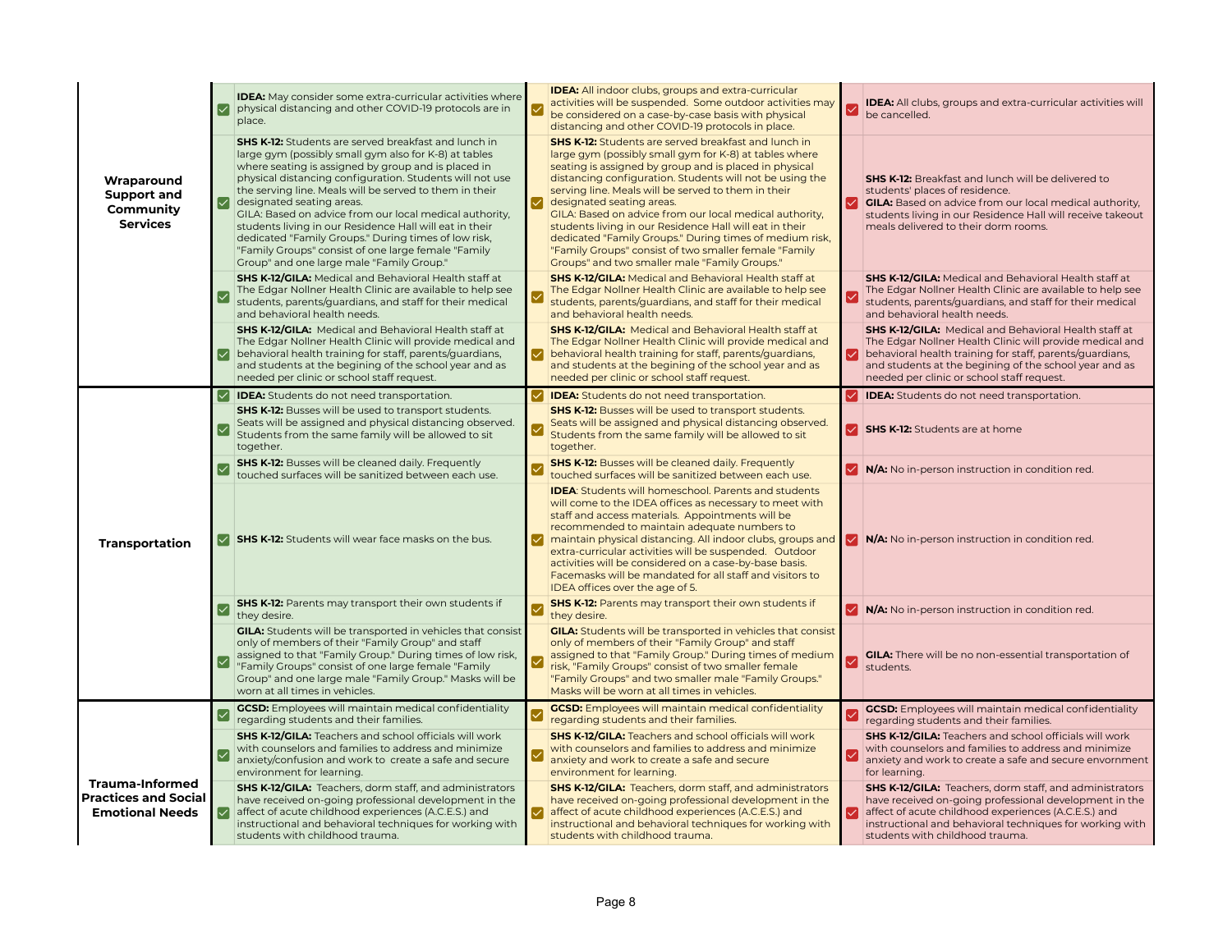| | Green | Yellow | Red |
|---|---|---|---|
| **Wraparound Support and Community Services** | ☑ **IDEA:** May consider some extra-curricular activities where physical distancing and other COVID-19 protocols are in place. | ☑ **IDEA:** All indoor clubs, groups and extra-curricular activities will be suspended. Some outdoor activities may be considered on a case-by-case basis with physical distancing and other COVID-19 protocols in place. | ☑ **IDEA:** All clubs, groups and extra-curricular activities will be cancelled. |
| | ☑ **SHS K-12:** Students are served breakfast and lunch in large gym (possibly small gym also for K-8) at tables where seating is assigned by group and is placed in physical distancing configuration. Students will not use the serving line. Meals will be served to them in their designated seating areas.<br>GILA: Based on advice from our local medical authority, students living in our Residence Hall will eat in their dedicated "Family Groups." During times of low risk, "Family Groups" consist of one large female "Family Group" and one large male "Family Group." | ☑ **SHS K-12:** Students are served breakfast and lunch in large gym (possibly small gym for K-8) at tables where seating is assigned by group and is placed in physical distancing configuration. Students will not be using the serving line. Meals will be served to them in their designated seating areas.<br>GILA: Based on advice from our local medical authority, students living in our Residence Hall will eat in their dedicated "Family Groups." During times of medium risk, "Family Groups" consist of two smaller female "Family Groups" and two smaller male "Family Groups." | ☑ **SHS K-12:** Breakfast and lunch will be delivered to students' places of residence.<br>**GILA:** Based on advice from our local medical authority, students living in our Residence Hall will receive takeout meals delivered to their dorm rooms. |
| | ☑ **SHS K-12/GILA:** Medical and Behavioral Health staff at The Edgar Nollner Health Clinic are available to help see students, parents/guardians, and staff for their medical and behavioral health needs. | ☑ **SHS K-12/GILA:** Medical and Behavioral Health staff at The Edgar Nollner Health Clinic are available to help see students, parents/guardians, and staff for their medical and behavioral health needs. | ☑ **SHS K-12/GILA:** Medical and Behavioral Health staff at The Edgar Nollner Health Clinic are available to help see students, parents/guardians, and staff for their medical and behavioral health needs. |
| | ☑ **SHS K-12/GILA:** Medical and Behavioral Health staff at The Edgar Nollner Health Clinic will provide medical and behavioral health training for staff, parents/guardians, and students at the begining of the school year and as needed per clinic or school staff request. | ☑ **SHS K-12/GILA:** Medical and Behavioral Health staff at The Edgar Nollner Health Clinic will provide medical and behavioral health training for staff, parents/guardians, and students at the begining of the school year and as needed per clinic or school staff request. | ☑ **SHS K-12/GILA:** Medical and Behavioral Health staff at The Edgar Nollner Health Clinic will provide medical and behavioral health training for staff, parents/guardians, and students at the begining of the school year and as needed per clinic or school staff request. |
| **Transportation** | ☑ **IDEA:** Students do not need transportation. | ☑ **IDEA:** Students do not need transportation. | ☑ **IDEA:** Students do not need transportation. |
| | ☑ **SHS K-12:** Busses will be used to transport students. Seats will be assigned and physical distancing observed. Students from the same family will be allowed to sit together. | ☑ **SHS K-12:** Busses will be used to transport students. Seats will be assigned and physical distancing observed. Students from the same family will be allowed to sit together. | ☑ **SHS K-12:** Students are at home |
| | ☑ **SHS K-12:** Busses will be cleaned daily. Frequently touched surfaces will be sanitized between each use. | ☑ **SHS K-12:** Busses will be cleaned daily. Frequently touched surfaces will be sanitized between each use. | ☑ **N/A:** No in-person instruction in condition red. |
| | ☑ **SHS K-12:** Students will wear face masks on the bus. | ☑ **IDEA**: Students will homeschool. Parents and students will come to the IDEA offices as necessary to meet with staff and access materials. Appointments will be recommended to maintain adequate numbers to maintain physical distancing. All indoor clubs, groups and extra-curricular activities will be suspended. Outdoor activities will be considered on a case-by-base basis. Facemasks will be mandated for all staff and visitors to IDEA offices over the age of 5. | ☑ **N/A:** No in-person instruction in condition red. |
| | ☑ **SHS K-12:** Parents may transport their own students if they desire. | ☑ **SHS K-12:** Parents may transport their own students if they desire. | ☑ **N/A:** No in-person instruction in condition red. |
| | ☑ **GILA:** Students will be transported in vehicles that consist only of members of their "Family Group" and staff assigned to that "Family Group." During times of low risk, "Family Groups" consist of one large female "Family Group" and one large male "Family Group." Masks will be worn at all times in vehicles. | ☑ **GILA:** Students will be transported in vehicles that consist only of members of their "Family Group" and staff assigned to that "Family Group." During times of medium risk, "Family Groups" consist of two smaller female "Family Groups" and two smaller male "Family Groups." Masks will be worn at all times in vehicles. | ☑ **GILA:** There will be no non-essential transportation of students. |
| **Trauma-Informed Practices and Social Emotional Needs** | ☑ **GCSD:** Employees will maintain medical confidentiality regarding students and their families. | ☑ **GCSD:** Employees will maintain medical confidentiality regarding students and their families. | ☑ **GCSD:** Employees will maintain medical confidentiality regarding students and their families. |
| | ☑ **SHS K-12/GILA:** Teachers and school officials will work with counselors and families to address and minimize anxiety/confusion and work to create a safe and secure environment for learning. | ☑ **SHS K-12/GILA:** Teachers and school officials will work with counselors and families to address and minimize anxiety and work to create a safe and secure environment for learning. | ☑ **SHS K-12/GILA:** Teachers and school officials will work with counselors and families to address and minimize anxiety and work to create a safe and secure envornment for learning. |
| | ☑ **SHS K-12/GILA:** Teachers, dorm staff, and administrators have received on-going professional development in the affect of acute childhood experiences (A.C.E.S.) and instructional and behavioral techniques for working with students with childhood trauma. | ☑ **SHS K-12/GILA:** Teachers, dorm staff, and administrators have received on-going professional development in the affect of acute childhood experiences (A.C.E.S.) and instructional and behavioral techniques for working with students with childhood trauma. | ☑ **SHS K-12/GILA:** Teachers, dorm staff, and administrators have received on-going professional development in the affect of acute childhood experiences (A.C.E.S.) and instructional and behavioral techniques for working with students with childhood trauma. |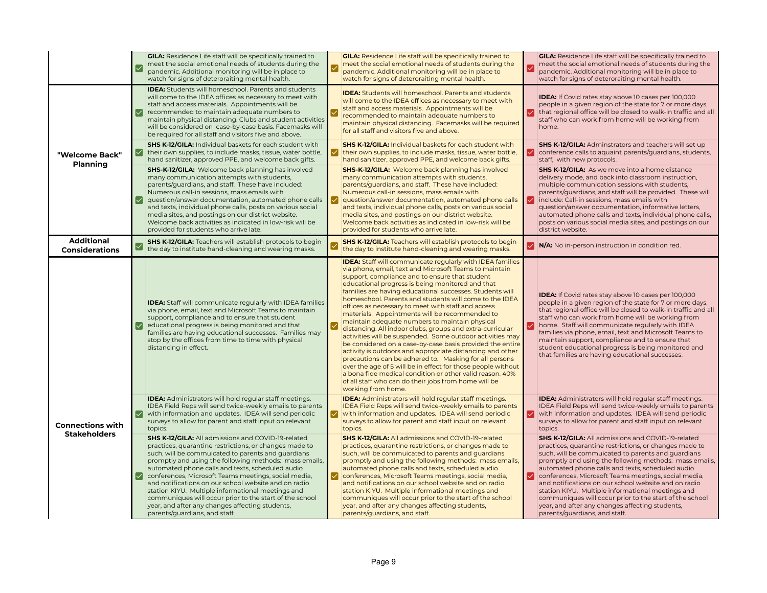| | Green | Yellow | Red |
|---|---|---|---|
| | ☑ **GILA:** Residence Life staff will be specifically trained to meet the social emotional needs of students during the pandemic. Additional monitoring will be in place to watch for signs of deteroraiting mental health. | ☑ **GILA:** Residence Life staff will be specifically trained to meet the social emotional needs of students during the pandemic. Additional monitoring will be in place to watch for signs of deteroraiting mental health. | ☑ **GILA:** Residence Life staff will be specifically trained to meet the social emotional needs of students during the pandemic. Additional monitoring will be in place to watch for signs of deteroraiting mental health. |
| **"Welcome Back" Planning** | ☑ **IDEA:** Students will homeschool. Parents and students will come to the IDEA offices as necessary to meet with staff and access materials. Appointments will be recommended to maintain adequate numbers to maintain physical distancing. Clubs and student activities will be considered on case-by-case basis. Facemasks will be required for all staff and visitors five and above. | ☑ **IDEA:** Students will homeschool. Parents and students will come to the IDEA offices as necessary to meet with staff and access materials. Appointments will be recommended to maintain adequate numbers to maintain physical distancing. Facemasks will be required for all staff and visitors five and above. | ☑ **IDEA:** If Covid rates stay above 10 cases per 100,000 people in a given region of the state for 7 or more days, that regional office will be closed to walk-in traffic and all staff who can work from home will be working from home. |
| | ☑ **SHS K-12/GILA:** Individual baskets for each student with their own supplies, to include masks, tissue, water bottle, hand sanitizer, approved PPE, and welcome back gifts. | ☑ **SHS K-12/GILA:** Individual baskets for each student with their own supplies, to include masks, tissue, water bottle, hand sanitizer, approved PPE, and welcome back gifts. | ☑ **SHS K-12/GILA:** Adminstrators and teachers will set up conference calls to aquaint parents/guardians, students, staff, with new protocols. |
| | ☑ **SHS-K-12/GILA:** Welcome back planning has involved many communication attempts with students, parents/guardians, and staff. These have included: Numerous call-in sessions, mass emails with question/answer documentation, automated phone calls and texts, individual phone calls, posts on various social media sites, and postings on our district website. Welcome back activities as indicated in low-risk will be provided for students who arrive late. | ☑ **SHS-K-12/GILA:** Welcome back planning has involved many communication attempts with students, parents/guardians, and staff. These have included: Numerous call-in sessions, mass emails with question/answer documentation, automated phone calls and texts, individual phone calls, posts on various social media sites, and postings on our district website. Welcome back activities as indicated in low-risk will be provided for students who arrive late. | ☑ **SHS K-12/GILA:** As we move into a home distance delivery mode, and back into classroom instruction, multiple communication sessions with students, parents/guardians, and staff will be provided. These will include: Call-in sessions, mass emails with question/answer documentation, informative letters, automated phone calls and texts, individual phone calls, posts on various social media sites, and postings on our district website. |
| **Additional Considerations** | ☑ **SHS K-12/GILA:** Teachers will establish protocols to begin the day to institute hand-cleaning and wearing masks. | ☑ **SHS K-12/GILA:** Teachers will establish protocols to begin the day to institute hand-cleaning and wearing masks. | ☑ **N/A:** No in-person instruction in condition red. |
| **Connections with Stakeholders** | ☑ **IDEA:** Staff will communicate regularly with IDEA families via phone, email, text and Microsoft Teams to maintain support, compliance and to ensure that student educational progress is being monitored and that families are having educational successes. Families may stop by the offices from time to time with physical distancing in effect. | ☑ **IDEA:** Staff will communicate regularly with IDEA families via phone, email, text and Microsoft Teams to maintain support, compliance and to ensure that student educational progress is being monitored and that families are having educational successes. Students will homeschool. Parents and students will come to the IDEA offices as necessary to meet with staff and access materials. Appointments will be recommended to maintain adequate numbers to maintain physical distancing. All indoor clubs, groups and extra-curricular activities will be suspended. Some outdoor activities may be considered on a case-by-case basis provided the entire activity is outdoors and appropriate distancing and other precautions can be adhered to. Masking for all persons over the age of 5 will be in effect for those people without a bona fide medical condition or other valid reason. 40% of all staff who can do their jobs from home will be working from home. | ☑ **IDEA:** If Covid rates stay above 10 cases per 100,000 people in a given region of the state for 7 or more days, that regional office will be closed to walk-in traffic and all staff who can work from home will be working from home. Staff will communicate regularly with IDEA families via phone, email, text and Microsoft Teams to maintain support, compliance and to ensure that student educational progress is being monitored and that families are having educational successes. |
| | ☑ **IDEA:** Administrators will hold regular staff meetings. IDEA Field Reps will send twice-weekly emails to parents with information and updates. IDEA will send periodic surveys to allow for parent and staff input on relevant topics. | ☑ **IDEA:** Administrators will hold regular staff meetings. IDEA Field Reps will send twice-weekly emails to parents with information and updates. IDEA will send periodic surveys to allow for parent and staff input on relevant topics. | ☑ **IDEA:** Administrators will hold regular staff meetings. IDEA Field Reps will send twice-weekly emails to parents with information and updates. IDEA will send periodic surveys to allow for parent and staff input on relevant topics. |
| | ☑ **SHS K-12/GILA:** All admissions and COVID-19-related practices, quarantine restrictions, or changes made to such, will be commuicated to parents and guardians promptly and using the following methods: mass emails, automated phone calls and texts, scheduled audio conferences, Microsoft Teams meetings, social media, and notifications on our school website and on radio station KIYU. Multiple informational meetings and communiques will occur prior to the start of the school year, and after any changes affecting students, parents/guardians, and staff. | ☑ **SHS K-12/GILA:** All admissions and COVID-19-related practices, quarantine restrictions, or changes made to such, will be commuicated to parents and guardians promptly and using the following methods: mass emails, automated phone calls and texts, scheduled audio conferences, Microsoft Teams meetings, social media, and notifications on our school website and on radio station KIYU. Multiple informational meetings and communiques will occur prior to the start of the school year, and after any changes affecting students, parents/guardians, and staff. | ☑ **SHS K-12/GILA:** All admissions and COVID-19-related practices, quarantine restrictions, or changes made to such, will be commuicated to parents and guardians promptly and using the following methods: mass emails, automated phone calls and texts, scheduled audio conferences, Microsoft Teams meetings, social media, and notifications on our school website and on radio station KIYU. Multiple informational meetings and communiques will occur prior to the start of the school year, and after any changes affecting students, parents/guardians, and staff. |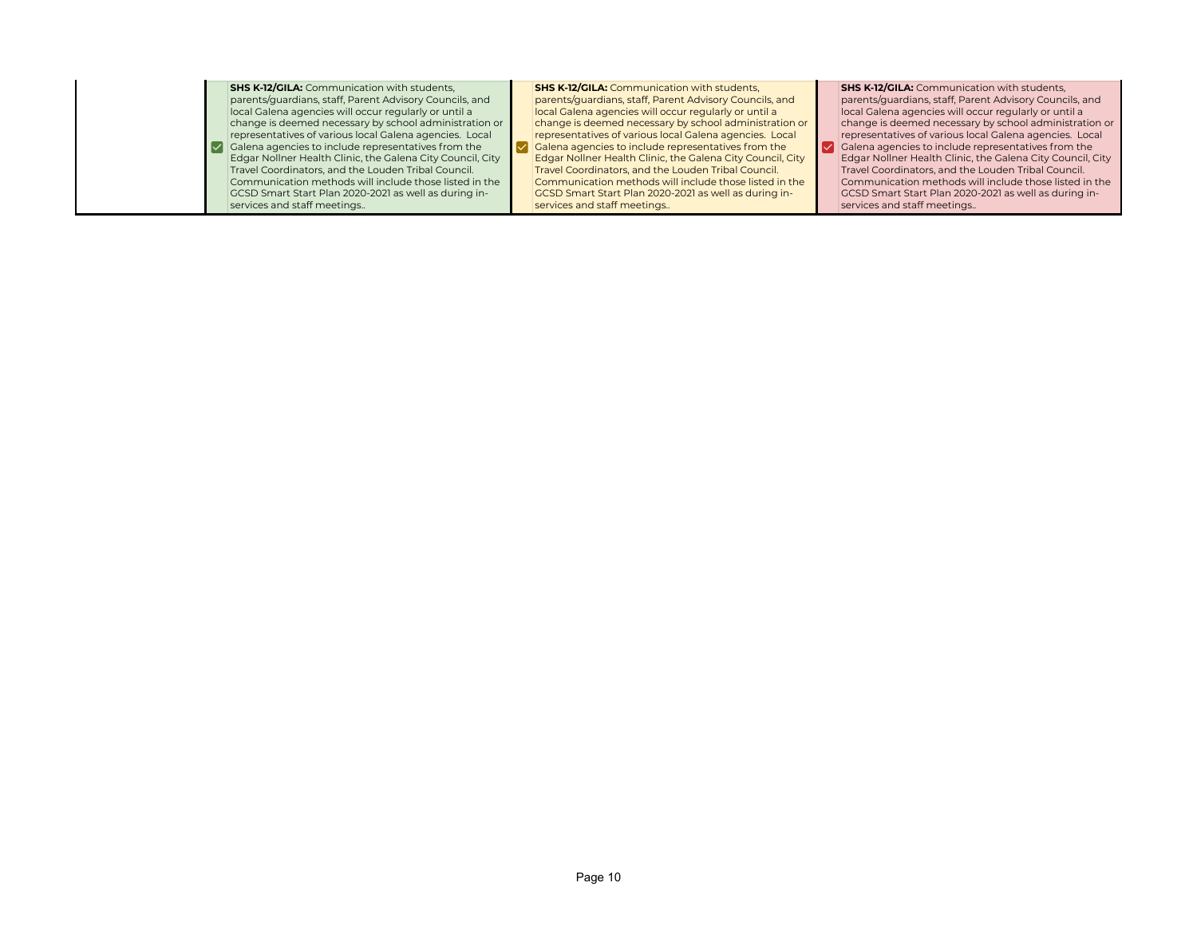|  | Green | Yellow | Red |
|---|---|---|---|
|  | ☑ **SHS K-12/GILA:** Communication with students, parents/guardians, staff, Parent Advisory Councils, and local Galena agencies will occur regularly or until a change is deemed necessary by school administration or representatives of various local Galena agencies. Local Galena agencies to include representatives from the Edgar Nollner Health Clinic, the Galena City Council, City Travel Coordinators, and the Louden Tribal Council. Communication methods will include those listed in the GCSD Smart Start Plan 2020-2021 as well as during in-services and staff meetings.. | ☑ **SHS K-12/GILA:** Communication with students, parents/guardians, staff, Parent Advisory Councils, and local Galena agencies will occur regularly or until a change is deemed necessary by school administration or representatives of various local Galena agencies. Local Galena agencies to include representatives from the Edgar Nollner Health Clinic, the Galena City Council, City Travel Coordinators, and the Louden Tribal Council. Communication methods will include those listed in the GCSD Smart Start Plan 2020-2021 as well as during in-services and staff meetings.. | ☑ **SHS K-12/GILA:** Communication with students, parents/guardians, staff, Parent Advisory Councils, and local Galena agencies will occur regularly or until a change is deemed necessary by school administration or representatives of various local Galena agencies. Local Galena agencies to include representatives from the Edgar Nollner Health Clinic, the Galena City Council, City Travel Coordinators, and the Louden Tribal Council. Communication methods will include those listed in the GCSD Smart Start Plan 2020-2021 as well as during in-services and staff meetings.. |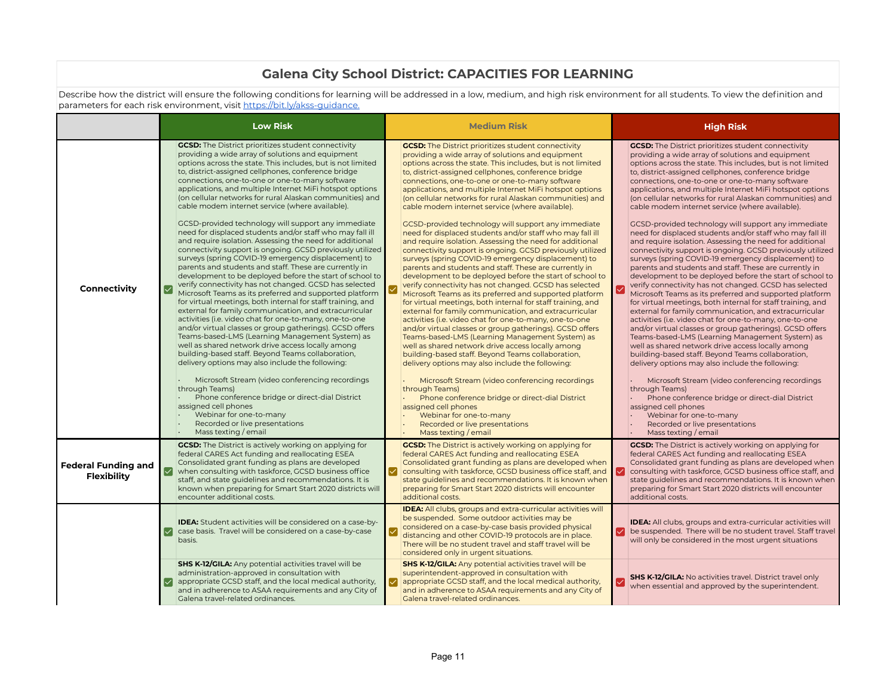## Galena City School District: CAPACITIES FOR LEARNING

Describe how the district will ensure the following conditions for learning will be addressed in a low, medium, and high risk environment for all students. To view the definition and parameters for each risk environment, visit https://bit.ly/akss-guidance.

| | Low Risk | Medium Risk | High Risk |
|---|---|---|---|
| **Connectivity** | ☑ **GCSD:** The District prioritizes student connectivity providing a wide array of solutions and equipment options across the state. This includes, but is not limited to, district-assigned cellphones, conference bridge connections, one-to-one or one-to-many software applications, and multiple Internet MiFi hotspot options (on cellular networks for rural Alaskan communities) and cable modem internet service (where available).<br><br>GCSD-provided technology will support any immediate need for displaced students and/or staff who may fall ill and require isolation. Assessing the need for additional connectivity support is ongoing. GCSD previously utilized surveys (spring COVID-19 emergency displacement) to parents and students and staff. These are currently in development to be deployed before the start of school to verify connectivity has not changed. GCSD has selected Microsoft Teams as its preferred and supported platform for virtual meetings, both internal for staff training, and external for family communication, and extracurricular activities (i.e. video chat for one-to-many, one-to-one and/or virtual classes or group gatherings). GCSD offers Teams-based-LMS (Learning Management System) as well as shared network drive access locally among building-based staff. Beyond Teams collaboration, delivery options may also include the following:<br><br>· Microsoft Stream (video conferencing recordings through Teams)<br>· Phone conference bridge or direct-dial District assigned cell phones<br>· Webinar for one-to-many<br>· Recorded or live presentations<br>· Mass texting / email | ☑ **GCSD:** The District prioritizes student connectivity providing a wide array of solutions and equipment options across the state. This includes, but is not limited to, district-assigned cellphones, conference bridge connections, one-to-one or one-to-many software applications, and multiple Internet MiFi hotspot options (on cellular networks for rural Alaskan communities) and cable modem internet service (where available).<br><br>GCSD-provided technology will support any immediate need for displaced students and/or staff who may fall ill and require isolation. Assessing the need for additional connectivity support is ongoing. GCSD previously utilized surveys (spring COVID-19 emergency displacement) to parents and students and staff. These are currently in development to be deployed before the start of school to verify connectivity has not changed. GCSD has selected Microsoft Teams as its preferred and supported platform for virtual meetings, both internal for staff training, and external for family communication, and extracurricular activities (i.e. video chat for one-to-many, one-to-one and/or virtual classes or group gatherings). GCSD offers Teams-based-LMS (Learning Management System) as well as shared network drive access locally among building-based staff. Beyond Teams collaboration, delivery options may also include the following:<br><br>· Microsoft Stream (video conferencing recordings through Teams)<br>· Phone conference bridge or direct-dial District assigned cell phones<br>· Webinar for one-to-many<br>· Recorded or live presentations<br>· Mass texting / email | ☑ **GCSD:** The District prioritizes student connectivity providing a wide array of solutions and equipment options across the state. This includes, but is not limited to, district-assigned cellphones, conference bridge connections, one-to-one or one-to-many software applications, and multiple Internet MiFi hotspot options (on cellular networks for rural Alaskan communities) and cable modem internet service (where available).<br><br>GCSD-provided technology will support any immediate need for displaced students and/or staff who may fall ill and require isolation. Assessing the need for additional connectivity support is ongoing. GCSD previously utilized surveys (spring COVID-19 emergency displacement) to parents and students and staff. These are currently in development to be deployed before the start of school to verify connectivity has not changed. GCSD has selected Microsoft Teams as its preferred and supported platform for virtual meetings, both internal for staff training, and external for family communication, and extracurricular activities (i.e. video chat for one-to-many, one-to-one and/or virtual classes or group gatherings). GCSD offers Teams-based-LMS (Learning Management System) as well as shared network drive access locally among building-based staff. Beyond Teams collaboration, delivery options may also include the following:<br><br>· Microsoft Stream (video conferencing recordings through Teams)<br>· Phone conference bridge or direct-dial District assigned cell phones<br>· Webinar for one-to-many<br>· Recorded or live presentations<br>· Mass texting / email |
| **Federal Funding and Flexibility** | ☑ **GCSD:** The District is actively working on applying for federal CARES Act funding and reallocating ESEA Consolidated grant funding as plans are developed when consulting with taskforce, GCSD business office staff, and state guidelines and recommendations. It is known when preparing for Smart Start 2020 districts will encounter additional costs. | ☑ **GCSD:** The District is actively working on applying for federal CARES Act funding and reallocating ESEA Consolidated grant funding as plans are developed when consulting with taskforce, GCSD business office staff, and state guidelines and recommendations. It is known when preparing for Smart Start 2020 districts will encounter additional costs. | ☑ **GCSD:** The District is actively working on applying for federal CARES Act funding and reallocating ESEA Consolidated grant funding as plans are developed when consulting with taskforce, GCSD business office staff, and state guidelines and recommendations. It is known when preparing for Smart Start 2020 districts will encounter additional costs. |
| | ☑ **IDEA:** Student activities will be considered on a case-by-case basis. Travel will be considered on a case-by-case basis. | ☑ **IDEA:** All clubs, groups and extra-curricular activities will be suspended. Some outdoor activities may be considered on a case-by-case basis provided physical distancing and other COVID-19 protocols are in place. There will be no student travel and staff travel will be considered only in urgent situations. | ☑ **IDEA:** All clubs, groups and extra-curricular activities will be suspended. There will be no student travel. Staff travel will only be considered in the most urgent situations |
| | ☑ **SHS K-12/GILA:** Any potential activities travel will be administration-approved in consultation with appropriate GCSD staff, and the local medical authority, and in adherence to ASAA requirements and any City of Galena travel-related ordinances. | ☑ **SHS K-12/GILA:** Any potential activities travel will be superintendent-approved in consultation with appropriate GCSD staff, and the local medical authority, and in adherence to ASAA requirements and any City of Galena travel-related ordinances. | ☑ **SHS K-12/GILA:** No activities travel. District travel only when essential and approved by the superintendent. |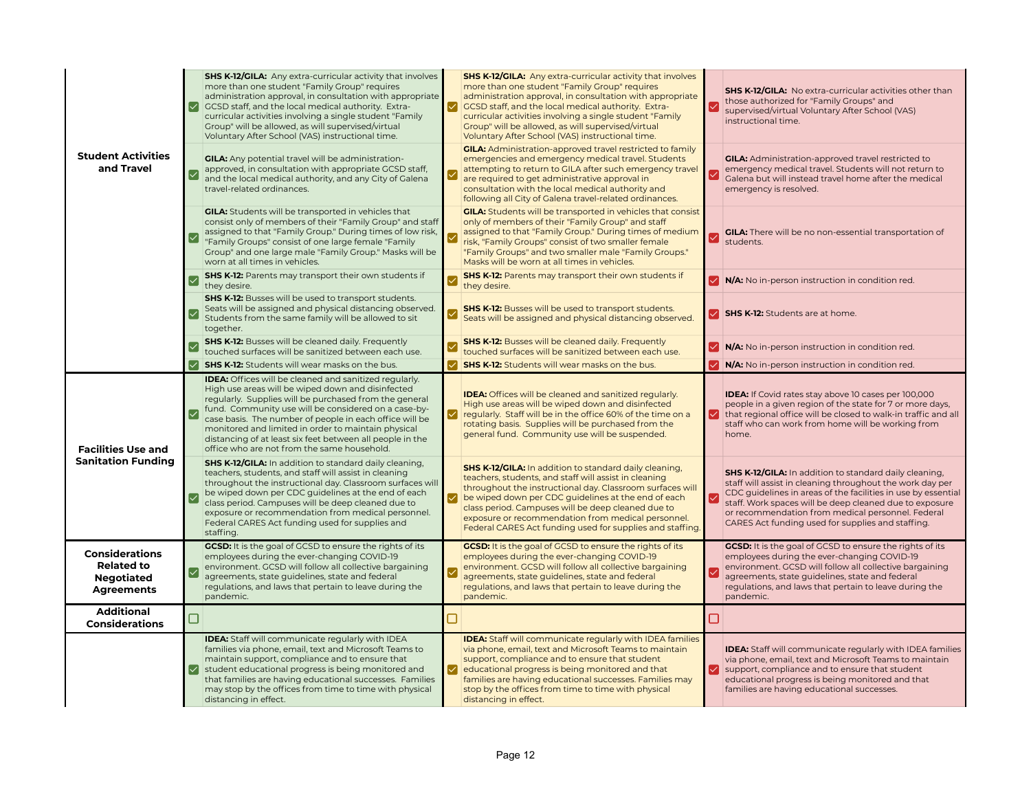| | | | | | | |
|---|---|---|---|---|---|---|
| **Student Activities and Travel** | ☑ | **SHS K-12/GILA:** Any extra-curricular activity that involves more than one student "Family Group" requires administration approval, in consultation with appropriate GCSD staff, and the local medical authority. Extra-curricular activities involving a single student "Family Group" will be allowed, as will supervised/virtual Voluntary After School (VAS) instructional time. | ☑ | **SHS K-12/GILA:** Any extra-curricular activity that involves more than one student "Family Group" requires administration approval, in consultation with appropriate GCSD staff, and the local medical authority. Extra-curricular activities involving a single student "Family Group" will be allowed, as will supervised/virtual Voluntary After School (VAS) instructional time. | ☑ | **SHS K-12/GILA:** No extra-curricular activities other than those authorized for "Family Groups" and supervised/virtual Voluntary After School (VAS) instructional time. |
| | ☑ | **GILA:** Any potential travel will be administration-approved, in consultation with appropriate GCSD staff, and the local medical authority, and any City of Galena travel-related ordinances. | ☑ | **GILA:** Administration-approved travel restricted to family emergencies and emergency medical travel. Students attempting to return to GILA after such emergency travel are required to get administrative approval in consultation with the local medical authority and following all City of Galena travel-related ordinances. | ☑ | **GILA:** Administration-approved travel restricted to emergency medical travel. Students will not return to Galena but will instead travel home after the medical emergency is resolved. |
| | ☑ | **GILA:** Students will be transported in vehicles that consist only of members of their "Family Group" and staff assigned to that "Family Group." During times of low risk, "Family Groups" consist of one large female "Family Group" and one large male "Family Group." Masks will be worn at all times in vehicles. | ☑ | **GILA:** Students will be transported in vehicles that consist only of members of their "Family Group" and staff assigned to that "Family Group." During times of medium risk, "Family Groups" consist of two smaller female "Family Groups" and two smaller male "Family Groups." Masks will be worn at all times in vehicles. | ☑ | **GILA:** There will be no non-essential transportation of students. |
| | ☑ | **SHS K-12:** Parents may transport their own students if they desire. | ☑ | **SHS K-12:** Parents may transport their own students if they desire. | ☑ | **N/A:** No in-person instruction in condition red. |
| | ☑ | **SHS K-12:** Busses will be used to transport students. Seats will be assigned and physical distancing observed. Students from the same family will be allowed to sit together. | ☑ | **SHS K-12:** Busses will be used to transport students. Seats will be assigned and physical distancing observed. | ☑ | **SHS K-12:** Students are at home. |
| | ☑ | **SHS K-12:** Busses will be cleaned daily. Frequently touched surfaces will be sanitized between each use. | ☑ | **SHS K-12:** Busses will be cleaned daily. Frequently touched surfaces will be sanitized between each use. | ☑ | **N/A:** No in-person instruction in condition red. |
| | ☑ | **SHS K-12:** Students will wear masks on the bus. | ☑ | **SHS K-12:** Students will wear masks on the bus. | ☑ | **N/A:** No in-person instruction in condition red. |
| **Facilities Use and Sanitation Funding** | ☑ | **IDEA:** Offices will be cleaned and sanitized regularly. High use areas will be wiped down and disinfected regularly. Supplies will be purchased from the general fund. Community use will be considered on a case-by-case basis. The number of people in each office will be monitored and limited in order to maintain physical distancing of at least six feet between all people in the office who are not from the same household. | ☑ | **IDEA:** Offices will be cleaned and sanitized regularly. High use areas will be wiped down and disinfected regularly. Staff will be in the office 60% of the time on a rotating basis. Supplies will be purchased from the general fund. Community use will be suspended. | ☑ | **IDEA:** If Covid rates stay above 10 cases per 100,000 people in a given region of the state for 7 or more days, that regional office will be closed to walk-in traffic and all staff who can work from home will be working from home. |
| | ☑ | **SHS K-12/GILA:** In addition to standard daily cleaning, teachers, students, and staff will assist in cleaning throughout the instructional day. Classroom surfaces will be wiped down per CDC guidelines at the end of each class period. Campuses will be deep cleaned due to exposure or recommendation from medical personnel. Federal CARES Act funding used for supplies and staffing. | ☑ | **SHS K-12/GILA:** In addition to standard daily cleaning, teachers, students, and staff will assist in cleaning throughout the instructional day. Classroom surfaces will be wiped down per CDC guidelines at the end of each class period. Campuses will be deep cleaned due to exposure or recommendation from medical personnel. Federal CARES Act funding used for supplies and staffing. | ☑ | **SHS K-12/GILA:** In addition to standard daily cleaning, staff will assist in cleaning throughout the work day per CDC guidelines in areas of the facilities in use by essential staff. Work spaces will be deep cleaned due to exposure or recommendation from medical personnel. Federal CARES Act funding used for supplies and staffing. |
| **Considerations Related to Negotiated Agreements** | ☑ | **GCSD:** It is the goal of GCSD to ensure the rights of its employees during the ever-changing COVID-19 environment. GCSD will follow all collective bargaining agreements, state guidelines, state and federal regulations, and laws that pertain to leave during the pandemic. | ☑ | **GCSD:** It is the goal of GCSD to ensure the rights of its employees during the ever-changing COVID-19 environment. GCSD will follow all collective bargaining agreements, state guidelines, state and federal regulations, and laws that pertain to leave during the pandemic. | ☑ | **GCSD:** It is the goal of GCSD to ensure the rights of its employees during the ever-changing COVID-19 environment. GCSD will follow all collective bargaining agreements, state guidelines, state and federal regulations, and laws that pertain to leave during the pandemic. |
| **Additional Considerations** | ☐ | | ☐ | | ☐ | |
| | ☑ | **IDEA:** Staff will communicate regularly with IDEA families via phone, email, text and Microsoft Teams to maintain support, compliance and to ensure that student educational progress is being monitored and that families are having educational successes. Families may stop by the offices from time to time with physical distancing in effect. | ☑ | **IDEA:** Staff will communicate regularly with IDEA families via phone, email, text and Microsoft Teams to maintain support, compliance and to ensure that student educational progress is being monitored and that families are having educational successes. Families may stop by the offices from time to time with physical distancing in effect. | ☑ | **IDEA:** Staff will communicate regularly with IDEA families via phone, email, text and Microsoft Teams to maintain support, compliance and to ensure that student educational progress is being monitored and that families are having educational successes. |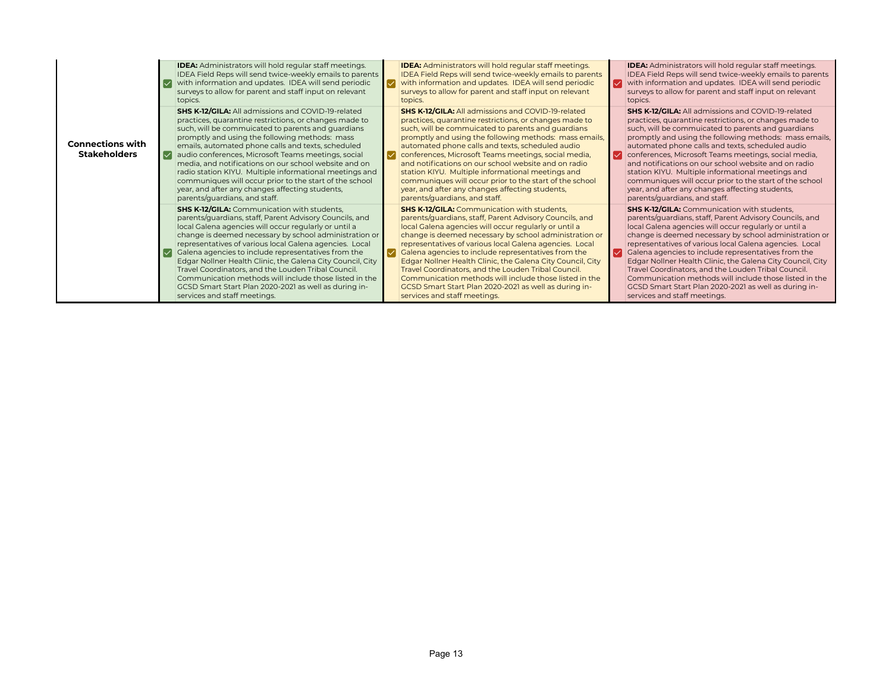| | | | |
|---|---|---|---|
| **Connections with Stakeholders** | ☑ **IDEA:** Administrators will hold regular staff meetings. IDEA Field Reps will send twice-weekly emails to parents with information and updates. IDEA will send periodic surveys to allow for parent and staff input on relevant topics. | ☑ **IDEA:** Administrators will hold regular staff meetings. IDEA Field Reps will send twice-weekly emails to parents with information and updates. IDEA will send periodic surveys to allow for parent and staff input on relevant topics. | ☑ **IDEA:** Administrators will hold regular staff meetings. IDEA Field Reps will send twice-weekly emails to parents with information and updates. IDEA will send periodic surveys to allow for parent and staff input on relevant topics. |
| | ☑ **SHS K-12/GILA:** All admissions and COVID-19-related practices, quarantine restrictions, or changes made to such, will be commuicated to parents and guardians promptly and using the following methods: mass emails, automated phone calls and texts, scheduled audio conferences, Microsoft Teams meetings, social media, and notifications on our school website and on radio station KIYU. Multiple informational meetings and communiques will occur prior to the start of the school year, and after any changes affecting students, parents/guardians, and staff. | ☑ **SHS K-12/GILA:** All admissions and COVID-19-related practices, quarantine restrictions, or changes made to such, will be commuicated to parents and guardians promptly and using the following methods: mass emails, automated phone calls and texts, scheduled audio conferences, Microsoft Teams meetings, social media, and notifications on our school website and on radio station KIYU. Multiple informational meetings and communiques will occur prior to the start of the school year, and after any changes affecting students, parents/guardians, and staff. | ☑ **SHS K-12/GILA:** All admissions and COVID-19-related practices, quarantine restrictions, or changes made to such, will be commuicated to parents and guardians promptly and using the following methods: mass emails, automated phone calls and texts, scheduled audio conferences, Microsoft Teams meetings, social media, and notifications on our school website and on radio station KIYU. Multiple informational meetings and communiques will occur prior to the start of the school year, and after any changes affecting students, parents/guardians, and staff. |
| | ☑ **SHS K-12/GILA:** Communication with students, parents/guardians, staff, Parent Advisory Councils, and local Galena agencies will occur regularly or until a change is deemed necessary by school administration or representatives of various local Galena agencies. Local Galena agencies to include representatives from the Edgar Nollner Health Clinic, the Galena City Council, City Travel Coordinators, and the Louden Tribal Council. Communication methods will include those listed in the GCSD Smart Start Plan 2020-2021 as well as during in-services and staff meetings. | ☑ **SHS K-12/GILA:** Communication with students, parents/guardians, staff, Parent Advisory Councils, and local Galena agencies will occur regularly or until a change is deemed necessary by school administration or representatives of various local Galena agencies. Local Galena agencies to include representatives from the Edgar Nollner Health Clinic, the Galena City Council, City Travel Coordinators, and the Louden Tribal Council. Communication methods will include those listed in the GCSD Smart Start Plan 2020-2021 as well as during in-services and staff meetings. | ☑ **SHS K-12/GILA:** Communication with students, parents/guardians, staff, Parent Advisory Councils, and local Galena agencies will occur regularly or until a change is deemed necessary by school administration or representatives of various local Galena agencies. Local Galena agencies to include representatives from the Edgar Nollner Health Clinic, the Galena City Council, City Travel Coordinators, and the Louden Tribal Council. Communication methods will include those listed in the GCSD Smart Start Plan 2020-2021 as well as during in-services and staff meetings. |